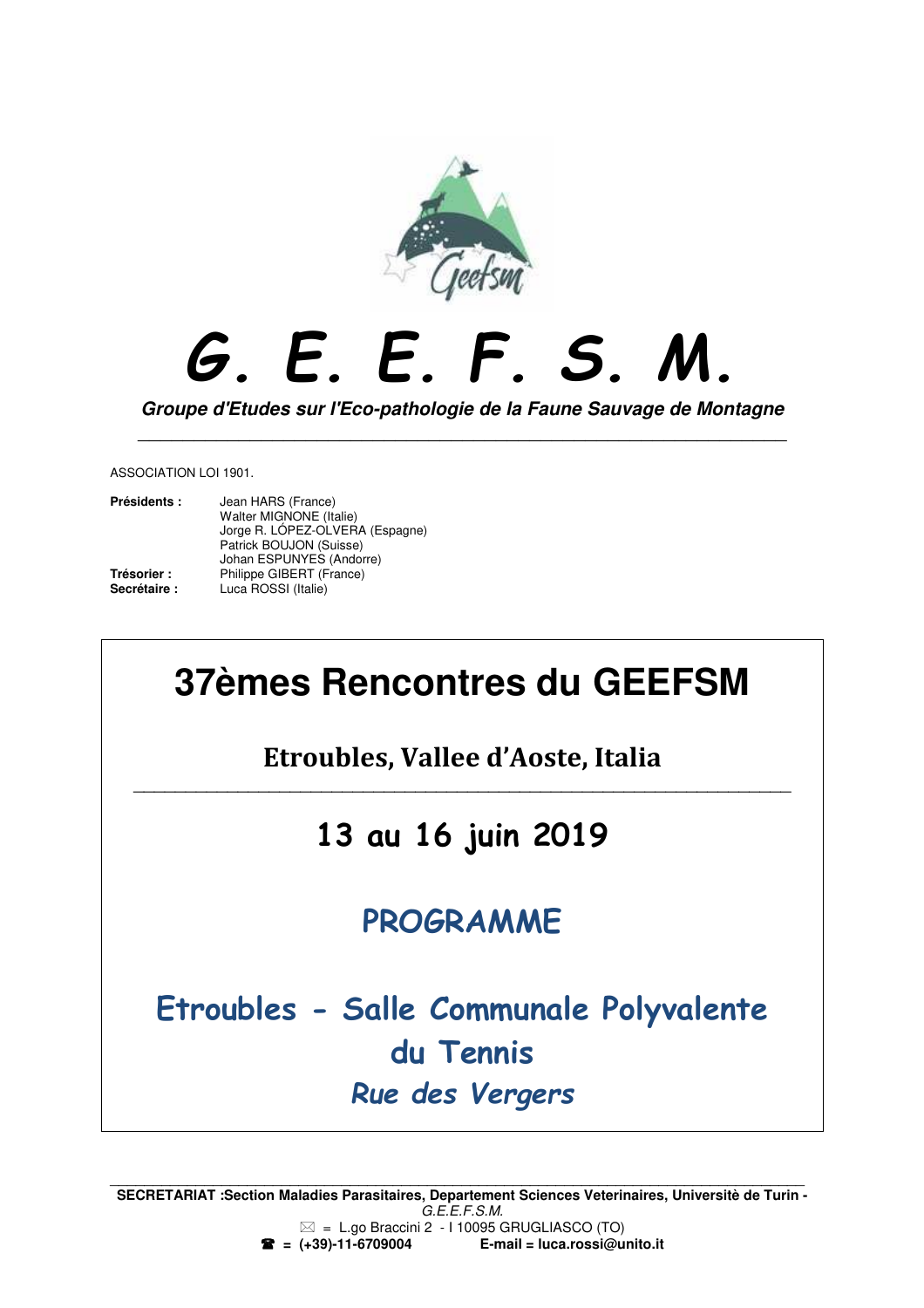# G. E. E. F. S. M.

***Groupe d'Etudes sur l'Eco-pathologie de la Faune Sauvage de Montagne***

---

ASSOCIATION LOI 1901.

**Présidents :** Jean HARS (France)
Walter MIGNONE (Italie)
Jorge R. LÓPEZ-OLVERA (Espagne)
Patrick BOUJON (Suisse)
Johan ESPUNYES (Andorre)
**Trésorier :** Philippe GIBERT (France)
**Secrétaire :** Luca ROSSI (Italie)

## 37èmes Rencontres du GEEFSM

### Etroubles, Vallee d'Aoste, Italia

---

### 13 au 16 juin 2019

## PROGRAMME

### Etroubles - Salle Communale Polyvalente du Tennis

### *Rue des Vergers*

---

**SECRETARIAT :Section Maladies Parasitaires, Departement Sciences Veterinaires, Universitè de Turin -**
*G.E.E.F.S.M.*
✉ = L.go Braccini 2 - I 10095 GRUGLIASCO (TO)
**☎ = (+39)-11-6709004** **E-mail = luca.rossi@unito.it**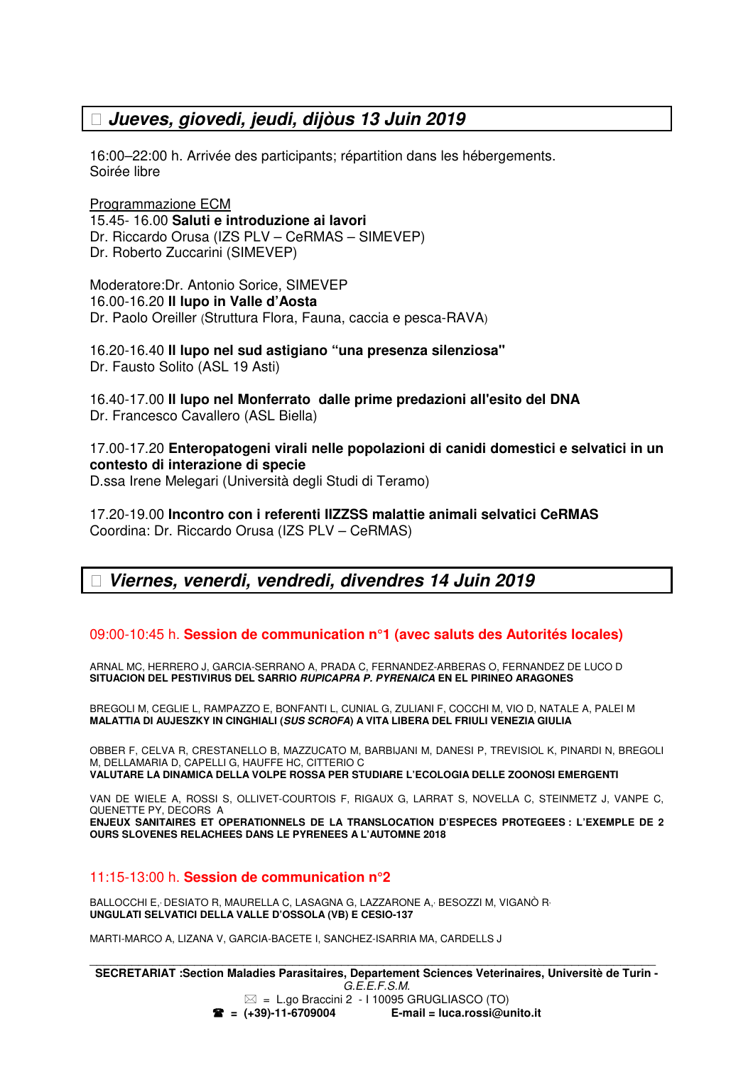## Jueves, giovedi, jeudi, dijòus 13 Juin 2019

16:00–22:00 h. Arrivée des participants; répartition dans les hébergements.
Soirée libre

Programmazione ECM
15.45- 16.00 **Saluti e introduzione ai lavori**
Dr. Riccardo Orusa (IZS PLV – CeRMAS – SIMEVEP)
Dr. Roberto Zuccarini (SIMEVEP)

Moderatore:Dr. Antonio Sorice, SIMEVEP
16.00-16.20 **Il lupo in Valle d'Aosta**
Dr. Paolo Oreiller (Struttura Flora, Fauna, caccia e pesca-RAVA)

16.20-16.40 **Il lupo nel sud astigiano "una presenza silenziosa"**
Dr. Fausto Solito (ASL 19 Asti)

16.40-17.00 **Il lupo nel Monferrato dalle prime predazioni all'esito del DNA**
Dr. Francesco Cavallero (ASL Biella)

17.00-17.20 **Enteropatogeni virali nelle popolazioni di canidi domestici e selvatici in un contesto di interazione di specie**
D.ssa Irene Melegari (Università degli Studi di Teramo)

17.20-19.00 **Incontro con i referenti IIZZSS malattie animali selvatici CeRMAS**
Coordina: Dr. Riccardo Orusa (IZS PLV – CeRMAS)

## Viernes, venerdi, vendredi, divendres 14 Juin 2019

### 09:00-10:45 h. **Session de communication n°1 (avec saluts des Autorités locales)**

ARNAL MC, HERRERO J, GARCIA-SERRANO A, PRADA C, FERNANDEZ-ARBERAS O, FERNANDEZ DE LUCO D
**SITUACION DEL PESTIVIRUS DEL SARRIO *RUPICAPRA P. PYRENAICA* EN EL PIRINEO ARAGONES**

BREGOLI M, CEGLIE L, RAMPAZZO E, BONFANTI L, CUNIAL G, ZULIANI F, COCCHI M, VIO D, NATALE A, PALEI M
**MALATTIA DI AUJESZKY IN CINGHIALI (*SUS SCROFA*) A VITA LIBERA DEL FRIULI VENEZIA GIULIA**

OBBER F, CELVA R, CRESTANELLO B, MAZZUCATO M, BARBIJANI M, DANESI P, TREVISIOL K, PINARDI N, BREGOLI M, DELLAMARIA D, CAPELLI G, HAUFFE HC, CITTERIO C
**VALUTARE LA DINAMICA DELLA VOLPE ROSSA PER STUDIARE L'ECOLOGIA DELLE ZOONOSI EMERGENTI**

VAN DE WIELE A, ROSSI S, OLLIVET-COURTOIS F, RIGAUX G, LARRAT S, NOVELLA C, STEINMETZ J, VANPE C, QUENETTE PY, DECORS A
**ENJEUX SANITAIRES ET OPERATIONNELS DE LA TRANSLOCATION D'ESPECES PROTEGEES : L'EXEMPLE DE 2 OURS SLOVENES RELACHEES DANS LE PYRENEES A L'AUTOMNE 2018**

### 11:15-13:00 h. **Session de communication n°2**

BALLOCCHI E, DESIATO R, MAURELLA C, LASAGNA G, LAZZARONE A, BESOZZI M, VIGANÒ R
**UNGULATI SELVATICI DELLA VALLE D'OSSOLA (VB) E CESIO-137**

MARTI-MARCO A, LIZANA V, GARCIA-BACETE I, SANCHEZ-ISARRIA MA, CARDELLS J

---

**SECRETARIAT :Section Maladies Parasitaires, Departement Sciences Veterinaires, Universitè de Turin -** *G.E.E.F.S.M.*
✉ = L.go Braccini 2 - I 10095 GRUGLIASCO (TO)
☎ = (+39)-11-6709004 E-mail = luca.rossi@unito.it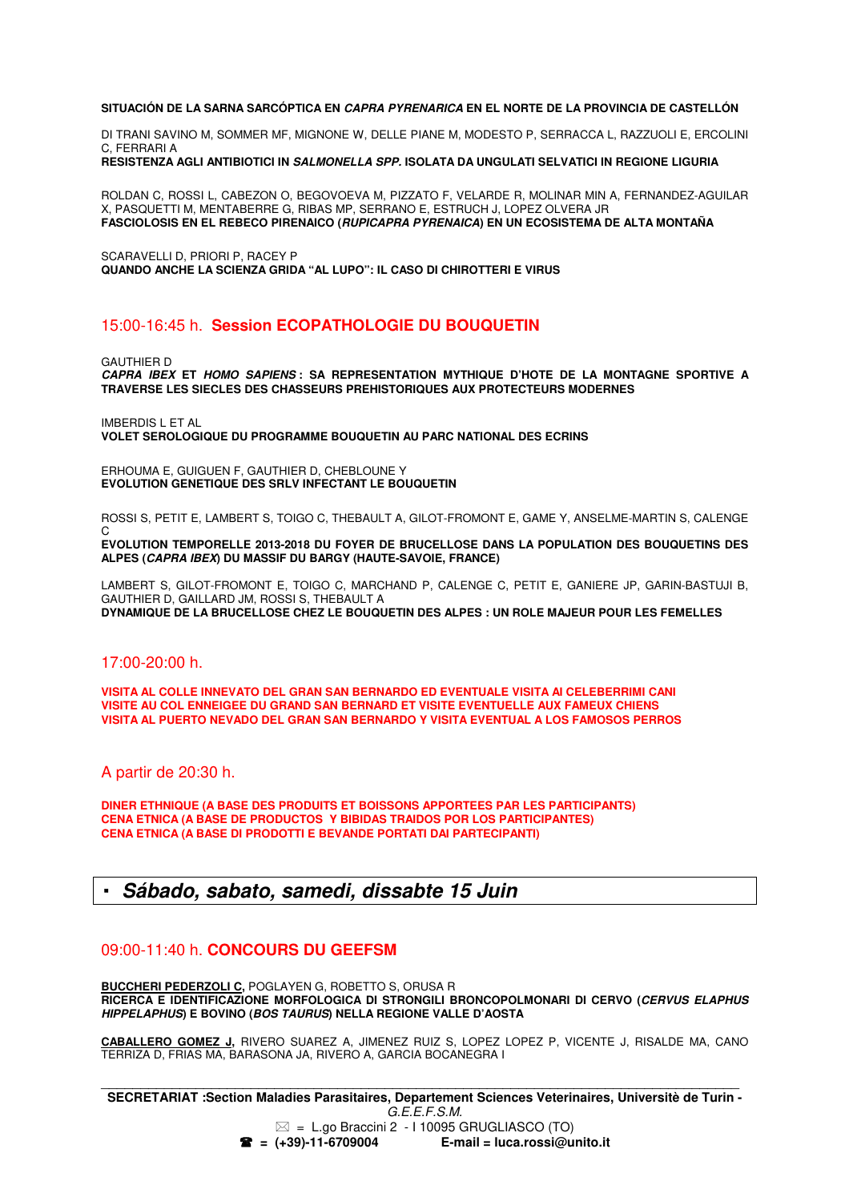**SITUACIÓN DE LA SARNA SARCÓPTICA EN *CAPRA PYRENARICA* EN EL NORTE DE LA PROVINCIA DE CASTELLÓN**

DI TRANI SAVINO M, SOMMER MF, MIGNONE W, DELLE PIANE M, MODESTO P, SERRACCA L, RAZZUOLI E, ERCOLINI C, FERRARI A
**RESISTENZA AGLI ANTIBIOTICI IN *SALMONELLA SPP.* ISOLATA DA UNGULATI SELVATICI IN REGIONE LIGURIA**

ROLDAN C, ROSSI L, CABEZON O, BEGOVOEVA M, PIZZATO F, VELARDE R, MOLINAR MIN A, FERNANDEZ-AGUILAR X, PASQUETTI M, MENTABERRE G, RIBAS MP, SERRANO E, ESTRUCH J, LOPEZ OLVERA JR
**FASCIOLOSIS EN EL REBECO PIRENAICO (*RUPICAPRA PYRENAICA*) EN UN ECOSISTEMA DE ALTA MONTAÑA**

SCARAVELLI D, PRIORI P, RACEY P
**QUANDO ANCHE LA SCIENZA GRIDA "AL LUPO": IL CASO DI CHIROTTERI E VIRUS**

## 15:00-16:45 h. **Session ECOPATHOLOGIE DU BOUQUETIN**

GAUTHIER D
***CAPRA IBEX* ET *HOMO SAPIENS* : SA REPRESENTATION MYTHIQUE D'HOTE DE LA MONTAGNE SPORTIVE A TRAVERSE LES SIECLES DES CHASSEURS PREHISTORIQUES AUX PROTECTEURS MODERNES**

IMBERDIS L ET AL
**VOLET SEROLOGIQUE DU PROGRAMME BOUQUETIN AU PARC NATIONAL DES ECRINS**

ERHOUMA E, GUIGUEN F, GAUTHIER D, CHEBLOUNE Y
**EVOLUTION GENETIQUE DES SRLV INFECTANT LE BOUQUETIN**

ROSSI S, PETIT E, LAMBERT S, TOIGO C, THEBAULT A, GILOT-FROMONT E, GAME Y, ANSELME-MARTIN S, CALENGE C
**EVOLUTION TEMPORELLE 2013-2018 DU FOYER DE BRUCELLOSE DANS LA POPULATION DES BOUQUETINS DES ALPES (*CAPRA IBEX*) DU MASSIF DU BARGY (HAUTE-SAVOIE, FRANCE)**

LAMBERT S, GILOT-FROMONT E, TOIGO C, MARCHAND P, CALENGE C, PETIT E, GANIERE JP, GARIN-BASTUJI B, GAUTHIER D, GAILLARD JM, ROSSI S, THEBAULT A
**DYNAMIQUE DE LA BRUCELLOSE CHEZ LE BOUQUETIN DES ALPES : UN ROLE MAJEUR POUR LES FEMELLES**

## 17:00-20:00 h.

**VISITA AL COLLE INNEVATO DEL GRAN SAN BERNARDO ED EVENTUALE VISITA AI CELEBERRIMI CANI**
**VISITE AU COL ENNEIGEE DU GRAND SAN BERNARD ET VISITE EVENTUELLE AUX FAMEUX CHIENS**
**VISITA AL PUERTO NEVADO DEL GRAN SAN BERNARDO Y VISITA EVENTUAL A LOS FAMOSOS PERROS**

## A partir de 20:30 h.

**DINER ETHNIQUE (A BASE DES PRODUITS ET BOISSONS APPORTEES PAR LES PARTICIPANTS)**
**CENA ETNICA (A BASE DE PRODUCTOS Y BIBIDAS TRAIDOS POR LOS PARTICIPANTES)**
**CENA ETNICA (A BASE DI PRODOTTI E BEVANDE PORTATI DAI PARTECIPANTI)**

# ▪ *Sábado, sabato, samedi, dissabte 15 Juin*

## 09:00-11:40 h. **CONCOURS DU GEEFSM**

**BUCCHERI PEDERZOLI C,** POGLAYEN G, ROBETTO S, ORUSA R
**RICERCA E IDENTIFICAZIONE MORFOLOGICA DI STRONGILI BRONCOPOLMONARI DI CERVO (*CERVUS ELAPHUS HIPPELAPHUS*) E BOVINO (*BOS TAURUS*) NELLA REGIONE VALLE D'AOSTA**

**CABALLERO GOMEZ J,** RIVERO SUAREZ A, JIMENEZ RUIZ S, LOPEZ LOPEZ P, VICENTE J, RISALDE MA, CANO TERRIZA D, FRIAS MA, BARASONA JA, RIVERO A, GARCIA BOCANEGRA I

**SECRETARIAT :Section Maladies Parasitaires, Departement Sciences Veterinaires, Universitè de Turin -** *G.E.E.F.S.M.*
✉ = L.go Braccini 2 - I 10095 GRUGLIASCO (TO)
☎ = **(+39)-11-6709004** **E-mail = luca.rossi@unito.it**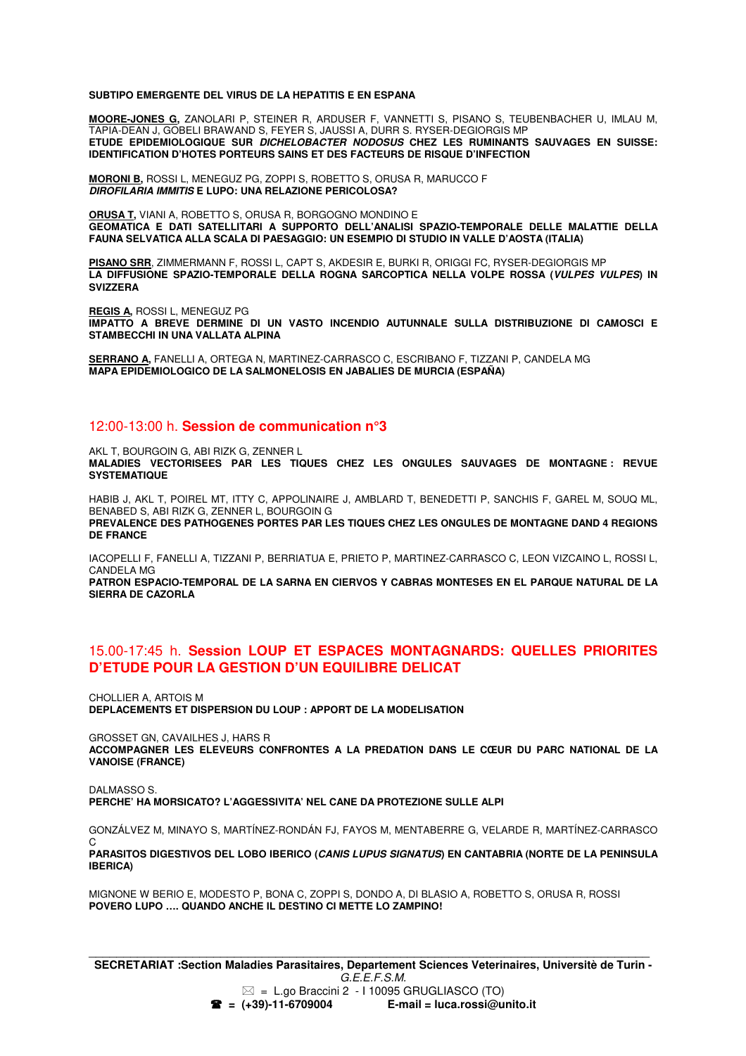**SUBTIPO EMERGENTE DEL VIRUS DE LA HEPATITIS E EN ESPANA**

**MOORE-JONES G,** ZANOLARI P, STEINER R, ARDUSER F, VANNETTI S, PISANO S, TEUBENBACHER U, IMLAU M, TAPIA-DEAN J, GOBELI BRAWAND S, FEYER S, JAUSSI A, DURR S. RYSER-DEGIORGIS MP
**ETUDE EPIDEMIOLOGIQUE SUR *DICHELOBACTER NODOSUS* CHEZ LES RUMINANTS SAUVAGES EN SUISSE: IDENTIFICATION D'HOTES PORTEURS SAINS ET DES FACTEURS DE RISQUE D'INFECTION**

**MORONI B,** ROSSI L, MENEGUZ PG, ZOPPI S, ROBETTO S, ORUSA R, MARUCCO F
***DIROFILARIA IMMITIS* E LUPO: UNA RELAZIONE PERICOLOSA?**

**ORUSA T,** VIANI A, ROBETTO S, ORUSA R, BORGOGNO MONDINO E
**GEOMATICA E DATI SATELLITARI A SUPPORTO DELL'ANALISI SPAZIO-TEMPORALE DELLE MALATTIE DELLA FAUNA SELVATICA ALLA SCALA DI PAESAGGIO: UN ESEMPIO DI STUDIO IN VALLE D'AOSTA (ITALIA)**

**PISANO SRR**, ZIMMERMANN F, ROSSI L, CAPT S, AKDESIR E, BURKI R, ORIGGI FC, RYSER-DEGIORGIS MP
**LA DIFFUSIONE SPAZIO-TEMPORALE DELLA ROGNA SARCOPTICA NELLA VOLPE ROSSA (*VULPES VULPES*) IN SVIZZERA**

**REGIS A,** ROSSI L, MENEGUZ PG
**IMPATTO A BREVE DERMINE DI UN VASTO INCENDIO AUTUNNALE SULLA DISTRIBUZIONE DI CAMOSCI E STAMBECCHI IN UNA VALLATA ALPINA**

**SERRANO A,** FANELLI A, ORTEGA N, MARTINEZ-CARRASCO C, ESCRIBANO F, TIZZANI P, CANDELA MG
**MAPA EPIDEMIOLOGICO DE LA SALMONELOSIS EN JABALIES DE MURCIA (ESPAÑA)**

## 12:00-13:00 h. **Session de communication n°3**

AKL T, BOURGOIN G, ABI RIZK G, ZENNER L
**MALADIES VECTORISEES PAR LES TIQUES CHEZ LES ONGULES SAUVAGES DE MONTAGNE : REVUE SYSTEMATIQUE**

HABIB J, AKL T, POIREL MT, ITTY C, APPOLINAIRE J, AMBLARD T, BENEDETTI P, SANCHIS F, GAREL M, SOUQ ML, BENABED S, ABI RIZK G, ZENNER L, BOURGOIN G
**PREVALENCE DES PATHOGENES PORTES PAR LES TIQUES CHEZ LES ONGULES DE MONTAGNE DAND 4 REGIONS DE FRANCE**

IACOPELLI F, FANELLI A, TIZZANI P, BERRIATUA E, PRIETO P, MARTINEZ-CARRASCO C, LEON VIZCAINO L, ROSSI L, CANDELA MG
**PATRON ESPACIO-TEMPORAL DE LA SARNA EN CIERVOS Y CABRAS MONTESES EN EL PARQUE NATURAL DE LA SIERRA DE CAZORLA**

## 15.00-17:45 h. **Session LOUP ET ESPACES MONTAGNARDS: QUELLES PRIORITES D'ETUDE POUR LA GESTION D'UN EQUILIBRE DELICAT**

CHOLLIER A, ARTOIS M
**DEPLACEMENTS ET DISPERSION DU LOUP : APPORT DE LA MODELISATION**

GROSSET GN, CAVAILHES J, HARS R
**ACCOMPAGNER LES ELEVEURS CONFRONTES A LA PREDATION DANS LE CŒUR DU PARC NATIONAL DE LA VANOISE (FRANCE)**

DALMASSO S.
**PERCHE' HA MORSICATO? L'AGGESSIVITA' NEL CANE DA PROTEZIONE SULLE ALPI**

GONZÁLVEZ M, MINAYO S, MARTÍNEZ-RONDÁN FJ, FAYOS M, MENTABERRE G, VELARDE R, MARTÍNEZ-CARRASCO C
**PARASITOS DIGESTIVOS DEL LOBO IBERICO (*CANIS LUPUS SIGNATUS*) EN CANTABRIA (NORTE DE LA PENINSULA IBERICA)**

MIGNONE W BERIO E, MODESTO P, BONA C, ZOPPI S, DONDO A, DI BLASIO A, ROBETTO S, ORUSA R, ROSSI
**POVERO LUPO …. QUANDO ANCHE IL DESTINO CI METTE LO ZAMPINO!**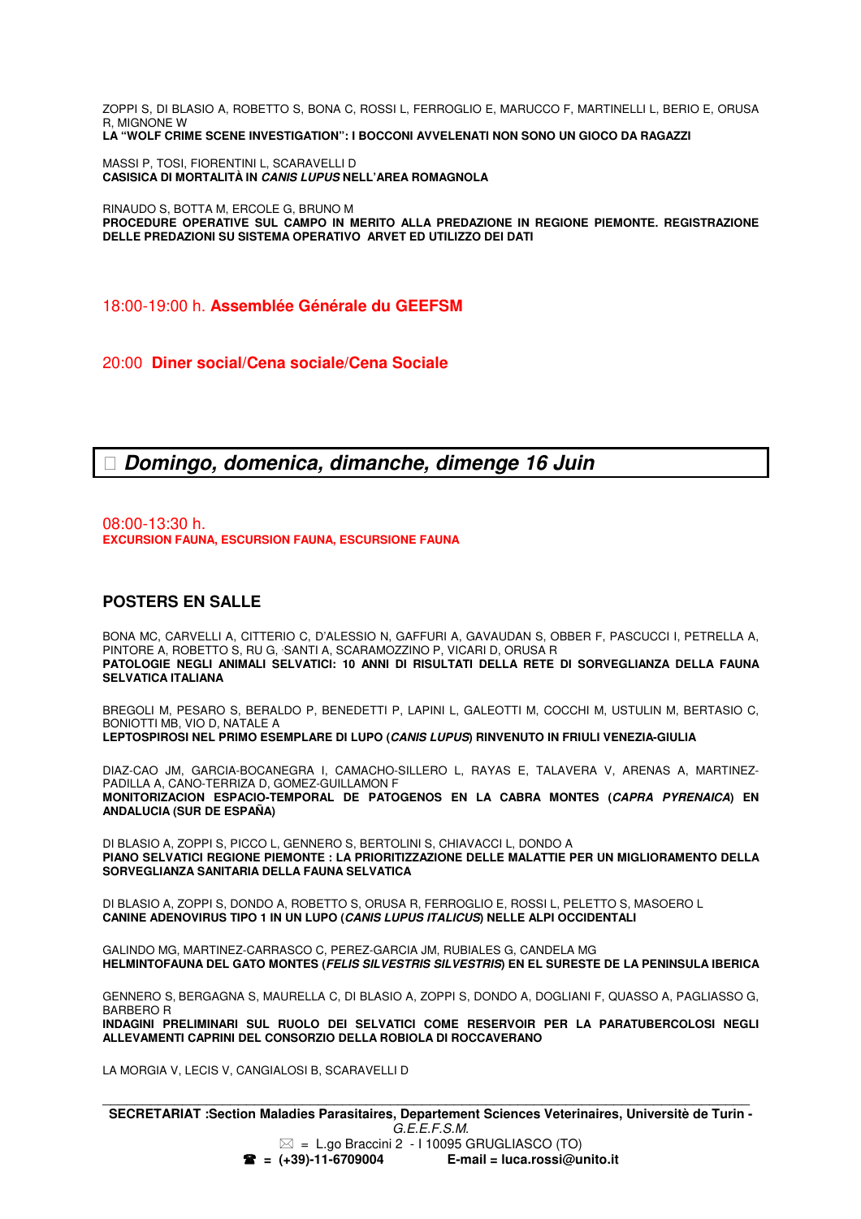ZOPPI S, DI BLASIO A, ROBETTO S, BONA C, ROSSI L, FERROGLIO E, MARUCCO F, MARTINELLI L, BERIO E, ORUSA R, MIGNONE W
**LA "WOLF CRIME SCENE INVESTIGATION": I BOCCONI AVVELENATI NON SONO UN GIOCO DA RAGAZZI**

MASSI P, TOSI, FIORENTINI L, SCARAVELLI D
**CASISICA DI MORTALITÀ IN *CANIS LUPUS* NELL'AREA ROMAGNOLA**

RINAUDO S, BOTTA M, ERCOLE G, BRUNO M
**PROCEDURE OPERATIVE SUL CAMPO IN MERITO ALLA PREDAZIONE IN REGIONE PIEMONTE. REGISTRAZIONE DELLE PREDAZIONI SU SISTEMA OPERATIVO ARVET ED UTILIZZO DEI DATI**

18:00-19:00 h. **Assemblée Générale du GEEFSM**

20:00 **Diner social/Cena sociale/Cena Sociale**

## *Domingo, domenica, dimanche, dimenge 16 Juin*

08:00-13:30 h.
**EXCURSION FAUNA, ESCURSION FAUNA, ESCURSIONE FAUNA**

### POSTERS EN SALLE

BONA MC, CARVELLI A, CITTERIO C, D'ALESSIO N, GAFFURI A, GAVAUDAN S, OBBER F, PASCUCCI I, PETRELLA A, PINTORE A, ROBETTO S, RU G, SANTI A, SCARAMOZZINO P, VICARI D, ORUSA R
**PATOLOGIE NEGLI ANIMALI SELVATICI: 10 ANNI DI RISULTATI DELLA RETE DI SORVEGLIANZA DELLA FAUNA SELVATICA ITALIANA**

BREGOLI M, PESARO S, BERALDO P, BENEDETTI P, LAPINI L, GALEOTTI M, COCCHI M, USTULIN M, BERTASIO C, BONIOTTI MB, VIO D, NATALE A
**LEPTOSPIROSI NEL PRIMO ESEMPLARE DI LUPO (*CANIS LUPUS*) RINVENUTO IN FRIULI VENEZIA-GIULIA**

DIAZ-CAO JM, GARCIA-BOCANEGRA I, CAMACHO-SILLERO L, RAYAS E, TALAVERA V, ARENAS A, MARTINEZ-PADILLA A, CANO-TERRIZA D, GOMEZ-GUILLAMON F
**MONITORIZACION ESPACIO-TEMPORAL DE PATOGENOS EN LA CABRA MONTES (*CAPRA PYRENAICA*) EN ANDALUCIA (SUR DE ESPAÑA)**

DI BLASIO A, ZOPPI S, PICCO L, GENNERO S, BERTOLINI S, CHIAVACCI L, DONDO A
**PIANO SELVATICI REGIONE PIEMONTE : LA PRIORITIZZAZIONE DELLE MALATTIE PER UN MIGLIORAMENTO DELLA SORVEGLIANZA SANITARIA DELLA FAUNA SELVATICA**

DI BLASIO A, ZOPPI S, DONDO A, ROBETTO S, ORUSA R, FERROGLIO E, ROSSI L, PELETTO S, MASOERO L
**CANINE ADENOVIRUS TIPO 1 IN UN LUPO (*CANIS LUPUS ITALICUS*) NELLE ALPI OCCIDENTALI**

GALINDO MG, MARTINEZ-CARRASCO C, PEREZ-GARCIA JM, RUBIALES G, CANDELA MG
**HELMINTOFAUNA DEL GATO MONTES (*FELIS SILVESTRIS SILVESTRIS*) EN EL SURESTE DE LA PENINSULA IBERICA**

GENNERO S, BERGAGNA S, MAURELLA C, DI BLASIO A, ZOPPI S, DONDO A, DOGLIANI F, QUASSO A, PAGLIASSO G, BARBERO R
**INDAGINI PRELIMINARI SUL RUOLO DEI SELVATICI COME RESERVOIR PER LA PARATUBERCOLOSI NEGLI ALLEVAMENTI CAPRINI DEL CONSORZIO DELLA ROBIOLA DI ROCCAVERANO**

LA MORGIA V, LECIS V, CANGIALOSI B, SCARAVELLI D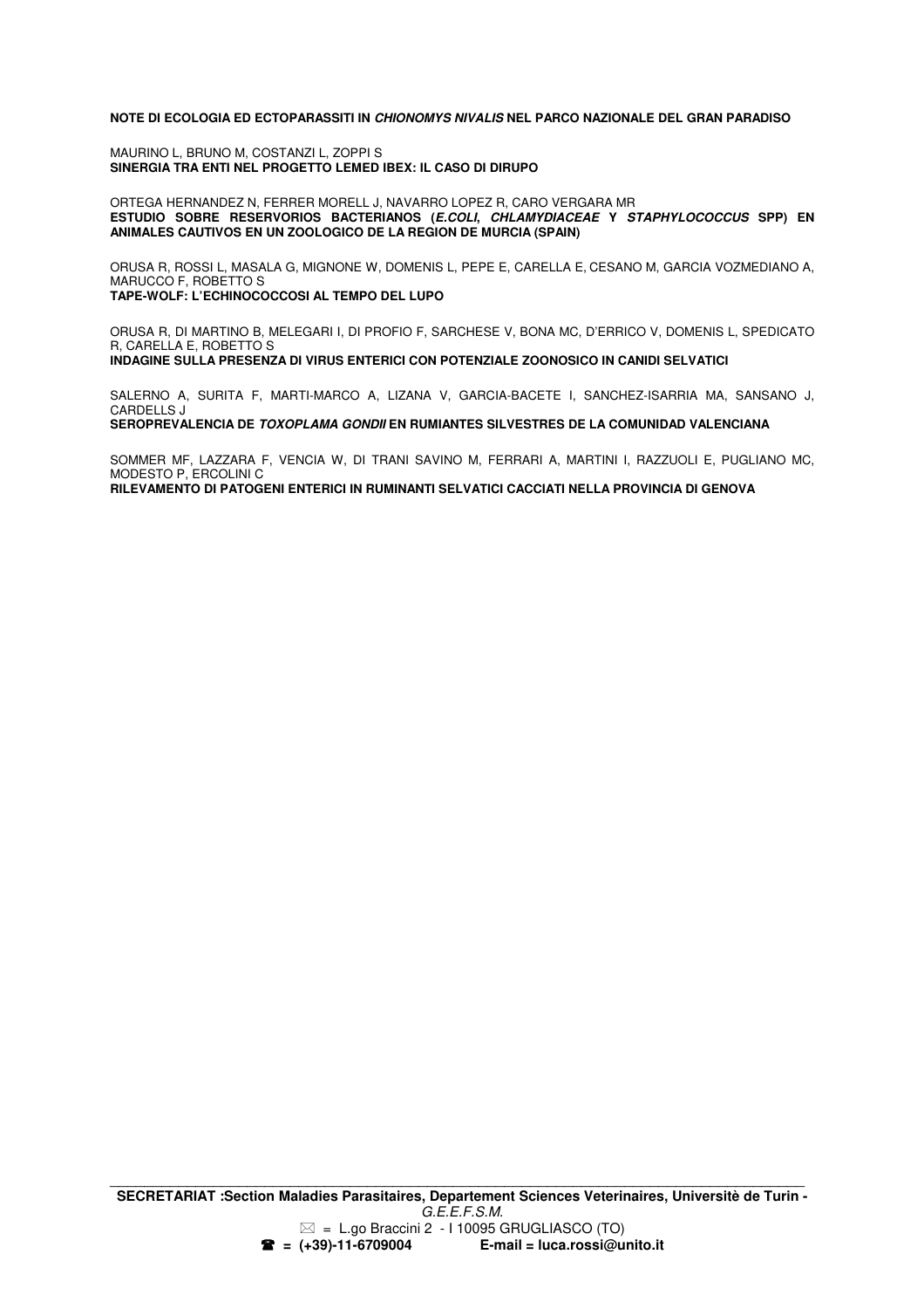**NOTE DI ECOLOGIA ED ECTOPARASSITI IN *CHIONOMYS NIVALIS* NEL PARCO NAZIONALE DEL GRAN PARADISO**

MAURINO L, BRUNO M, COSTANZI L, ZOPPI S
**SINERGIA TRA ENTI NEL PROGETTO LEMED IBEX: IL CASO DI DIRUPO**

ORTEGA HERNANDEZ N, FERRER MORELL J, NAVARRO LOPEZ R, CARO VERGARA MR
**ESTUDIO SOBRE RESERVORIOS BACTERIANOS (*E.COLI*, *CHLAMYDIACEAE* Y *STAPHYLOCOCCUS* SPP) EN ANIMALES CAUTIVOS EN UN ZOOLOGICO DE LA REGION DE MURCIA (SPAIN)**

ORUSA R, ROSSI L, MASALA G, MIGNONE W, DOMENIS L, PEPE E, CARELLA E, CESANO M, GARCIA VOZMEDIANO A, MARUCCO F, ROBETTO S
**TAPE-WOLF: L'ECHINOCOCCOSI AL TEMPO DEL LUPO**

ORUSA R, DI MARTINO B, MELEGARI I, DI PROFIO F, SARCHESE V, BONA MC, D'ERRICO V, DOMENIS L, SPEDICATO R, CARELLA E, ROBETTO S
**INDAGINE SULLA PRESENZA DI VIRUS ENTERICI CON POTENZIALE ZOONOSICO IN CANIDI SELVATICI**

SALERNO A, SURITA F, MARTI-MARCO A, LIZANA V, GARCIA-BACETE I, SANCHEZ-ISARRIA MA, SANSANO J, CARDELLS J
**SEROPREVALENCIA DE *TOXOPLAMA GONDII* EN RUMIANTES SILVESTRES DE LA COMUNIDAD VALENCIANA**

SOMMER MF, LAZZARA F, VENCIA W, DI TRANI SAVINO M, FERRARI A, MARTINI I, RAZZUOLI E, PUGLIANO MC, MODESTO P, ERCOLINI C
**RILEVAMENTO DI PATOGENI ENTERICI IN RUMINANTI SELVATICI CACCIATI NELLA PROVINCIA DI GENOVA**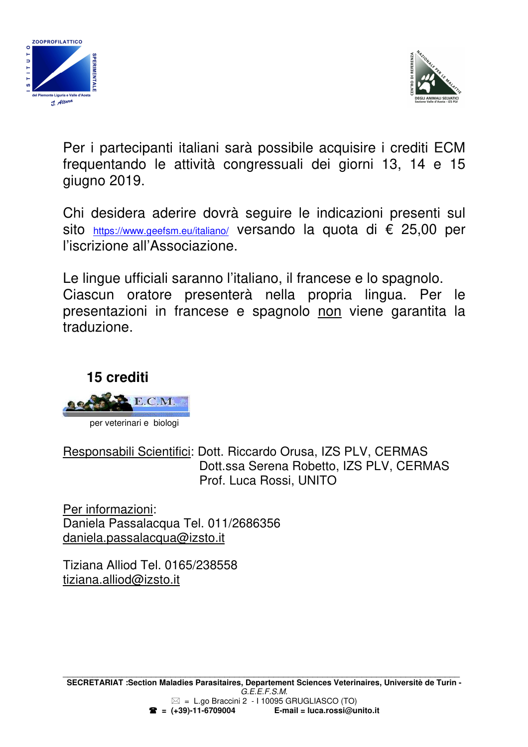Per i partecipanti italiani sarà possibile acquisire i crediti ECM frequentando le attività congressuali dei giorni 13, 14 e 15 giugno 2019.

Chi desidera aderire dovrà seguire le indicazioni presenti sul sito https://www.geefsm.eu/italiano/ versando la quota di € 25,00 per l'iscrizione all'Associazione.

Le lingue ufficiali saranno l'italiano, il francese e lo spagnolo. Ciascun oratore presenterà nella propria lingua. Per le presentazioni in francese e spagnolo non viene garantita la traduzione.

**15 crediti**

E.C.M.

per veterinari e biologi

Responsabili Scientifici: Dott. Riccardo Orusa, IZS PLV, CERMAS
Dott.ssa Serena Robetto, IZS PLV, CERMAS
Prof. Luca Rossi, UNITO

Per informazioni:
Daniela Passalacqua Tel. 011/2686356
daniela.passalacqua@izsto.it

Tiziana Alliod Tel. 0165/238558
tiziana.alliod@izsto.it

**SECRETARIAT :Section Maladies Parasitaires, Departement Sciences Veterinaires, Universitè de Turin -** *G.E.E.F.S.M.*
✉ = L.go Braccini 2 - I 10095 GRUGLIASCO (TO)
☎ = **(+39)-11-6709004** **E-mail = luca.rossi@unito.it**